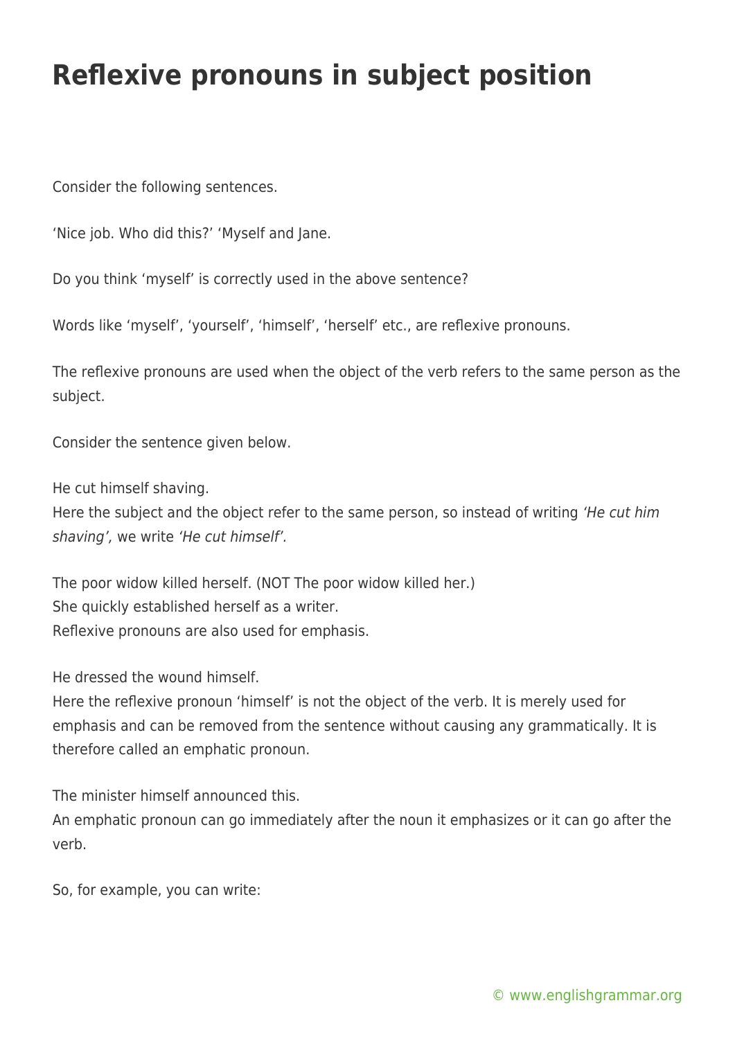# Reflexive pronouns in subject position

Consider the following sentences.

'Nice job. Who did this?' 'Myself and Jane.

Do you think 'myself' is correctly used in the above sentence?

Words like 'myself', 'yourself', 'himself', 'herself' etc., are reflexive pronouns.

The reflexive pronouns are used when the object of the verb refers to the same person as the subject.

Consider the sentence given below.

He cut himself shaving.
Here the subject and the object refer to the same person, so instead of writing *'He cut him shaving',* we write *'He cut himself'.*

The poor widow killed herself. (NOT The poor widow killed her.)
She quickly established herself as a writer.
Reflexive pronouns are also used for emphasis.

He dressed the wound himself.
Here the reflexive pronoun 'himself' is not the object of the verb. It is merely used for emphasis and can be removed from the sentence without causing any grammatically. It is therefore called an emphatic pronoun.

The minister himself announced this.
An emphatic pronoun can go immediately after the noun it emphasizes or it can go after the verb.

So, for example, you can write: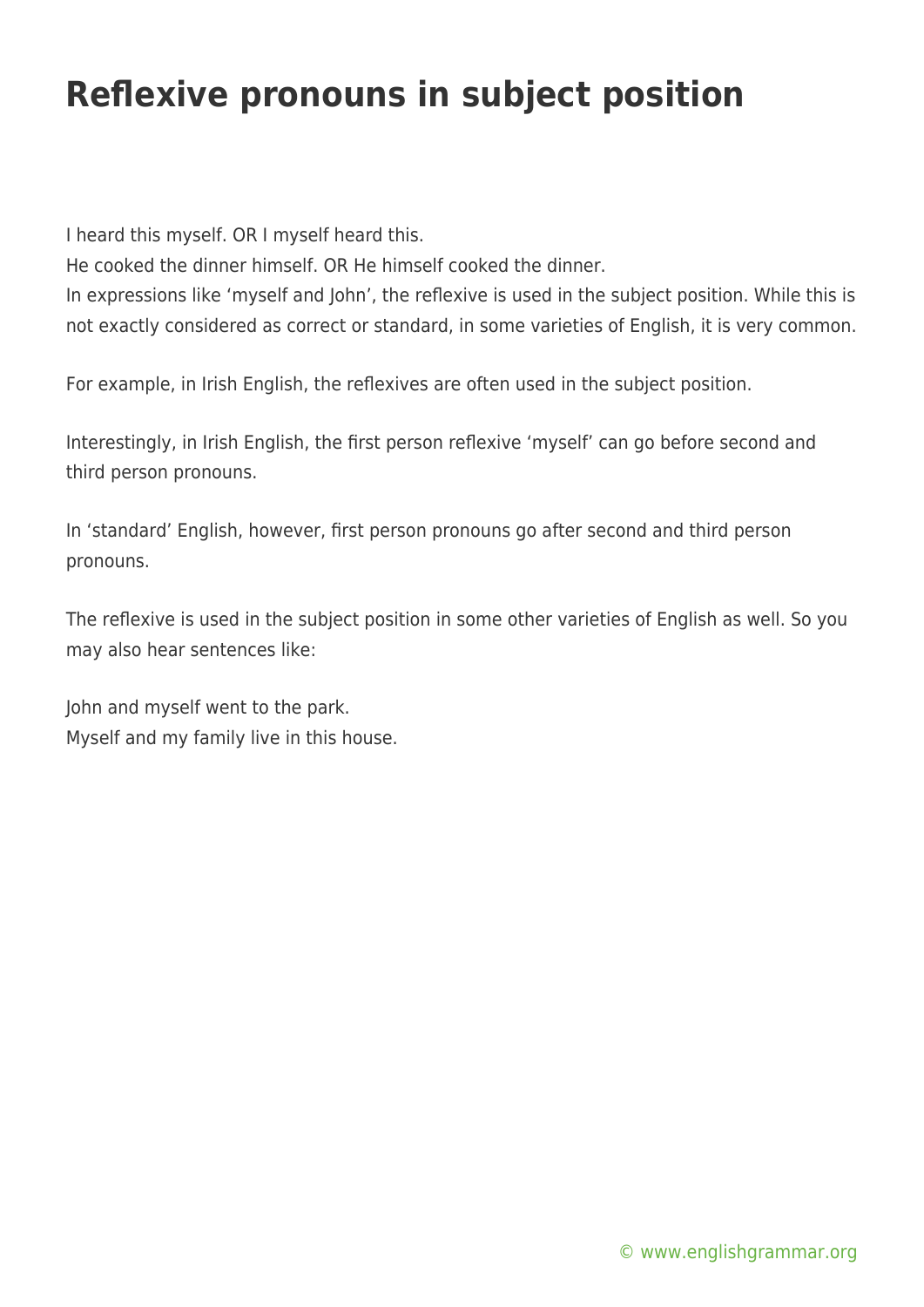# Reflexive pronouns in subject position

I heard this myself. OR I myself heard this.
He cooked the dinner himself. OR He himself cooked the dinner.
In expressions like 'myself and John', the reflexive is used in the subject position. While this is not exactly considered as correct or standard, in some varieties of English, it is very common.

For example, in Irish English, the reflexives are often used in the subject position.

Interestingly, in Irish English, the first person reflexive 'myself' can go before second and third person pronouns.

In 'standard' English, however, first person pronouns go after second and third person pronouns.

The reflexive is used in the subject position in some other varieties of English as well. So you may also hear sentences like:

John and myself went to the park.
Myself and my family live in this house.

© www.englishgrammar.org